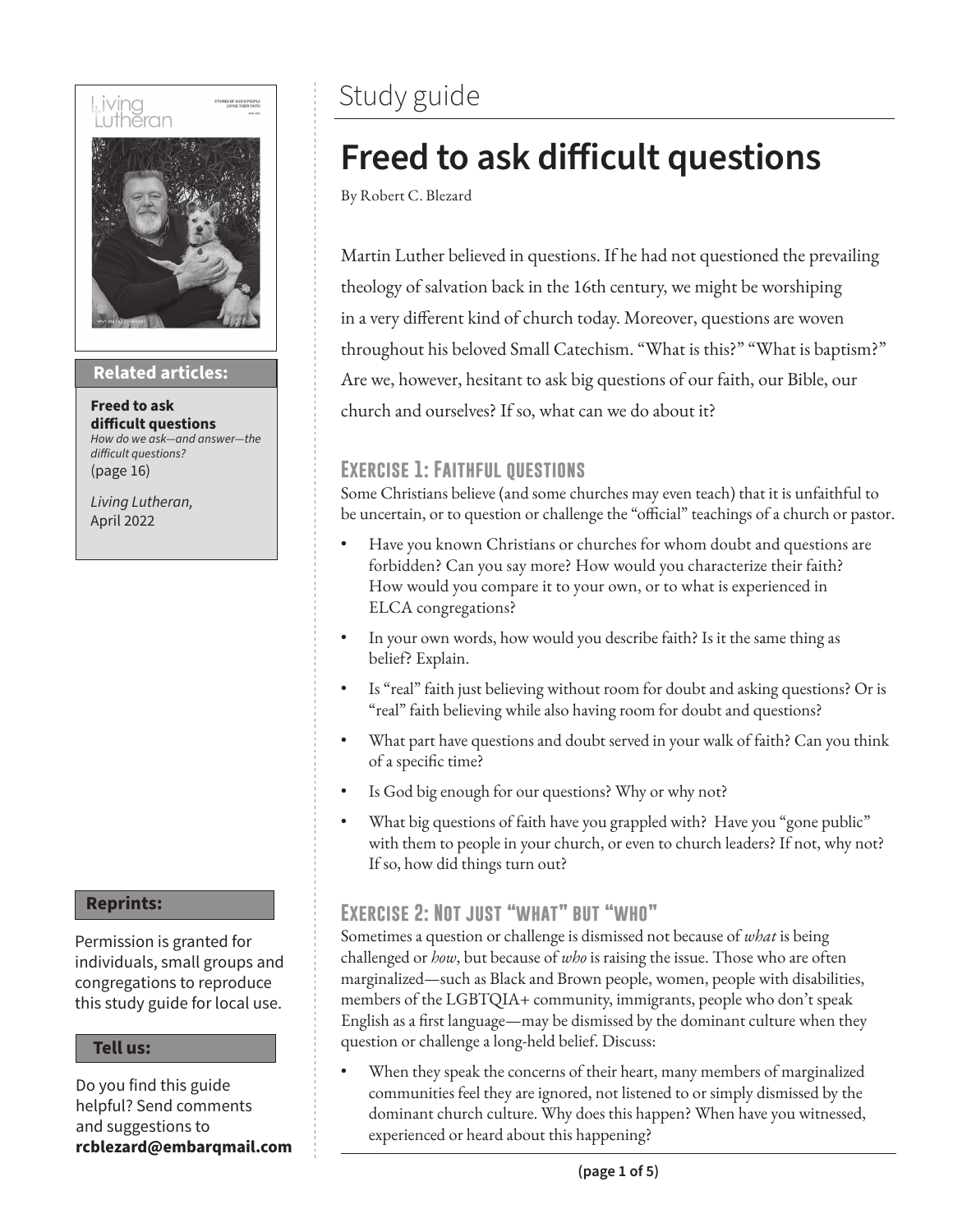Study guide

# Freed to ask difficult questions

By Robert C. Blezard

Martin Luther believed in questions. If he had not questioned the prevailing theology of salvation back in the 16th century, we might be worshiping in a very different kind of church today. Moreover, questions are woven throughout his beloved Small Catechism. "What is this?" "What is baptism?" Are we, however, hesitant to ask big questions of our faith, our Bible, our church and ourselves? If so, what can we do about it?

## Exercise 1: Faithful questions

Some Christians believe (and some churches may even teach) that it is unfaithful to be uncertain, or to question or challenge the "official" teachings of a church or pastor.

- Have you known Christians or churches for whom doubt and questions are forbidden? Can you say more? How would you characterize their faith? How would you compare it to your own, or to what is experienced in ELCA congregations?
- In your own words, how would you describe faith? Is it the same thing as belief? Explain.
- Is "real" faith just believing without room for doubt and asking questions? Or is "real" faith believing while also having room for doubt and questions?
- What part have questions and doubt served in your walk of faith? Can you think of a specific time?
- Is God big enough for our questions? Why or why not?
- What big questions of faith have you grappled with? Have you "gone public" with them to people in your church, or even to church leaders? If not, why not? If so, how did things turn out?

## Exercise 2: Not just "what" but "who"

Sometimes a question or challenge is dismissed not because of *what* is being challenged or *how*, but because of *who* is raising the issue. Those who are often marginalized—such as Black and Brown people, women, people with disabilities, members of the LGBTQIA+ community, immigrants, people who don't speak English as a first language—may be dismissed by the dominant culture when they question or challenge a long-held belief. Discuss:

- When they speak the concerns of their heart, many members of marginalized communities feel they are ignored, not listened to or simply dismissed by the dominant church culture. Why does this happen? When have you witnessed, experienced or heard about this happening?

**Related articles:**

**Freed to ask difficult questions**
*How do we ask—and answer—the difficult questions?*
(page 16)

*Living Lutheran,*
April 2022

**Reprints:**

Permission is granted for individuals, small groups and congregations to reproduce this study guide for local use.

**Tell us:**

Do you find this guide helpful? Send comments and suggestions to **rcblezard@embarqmail.com**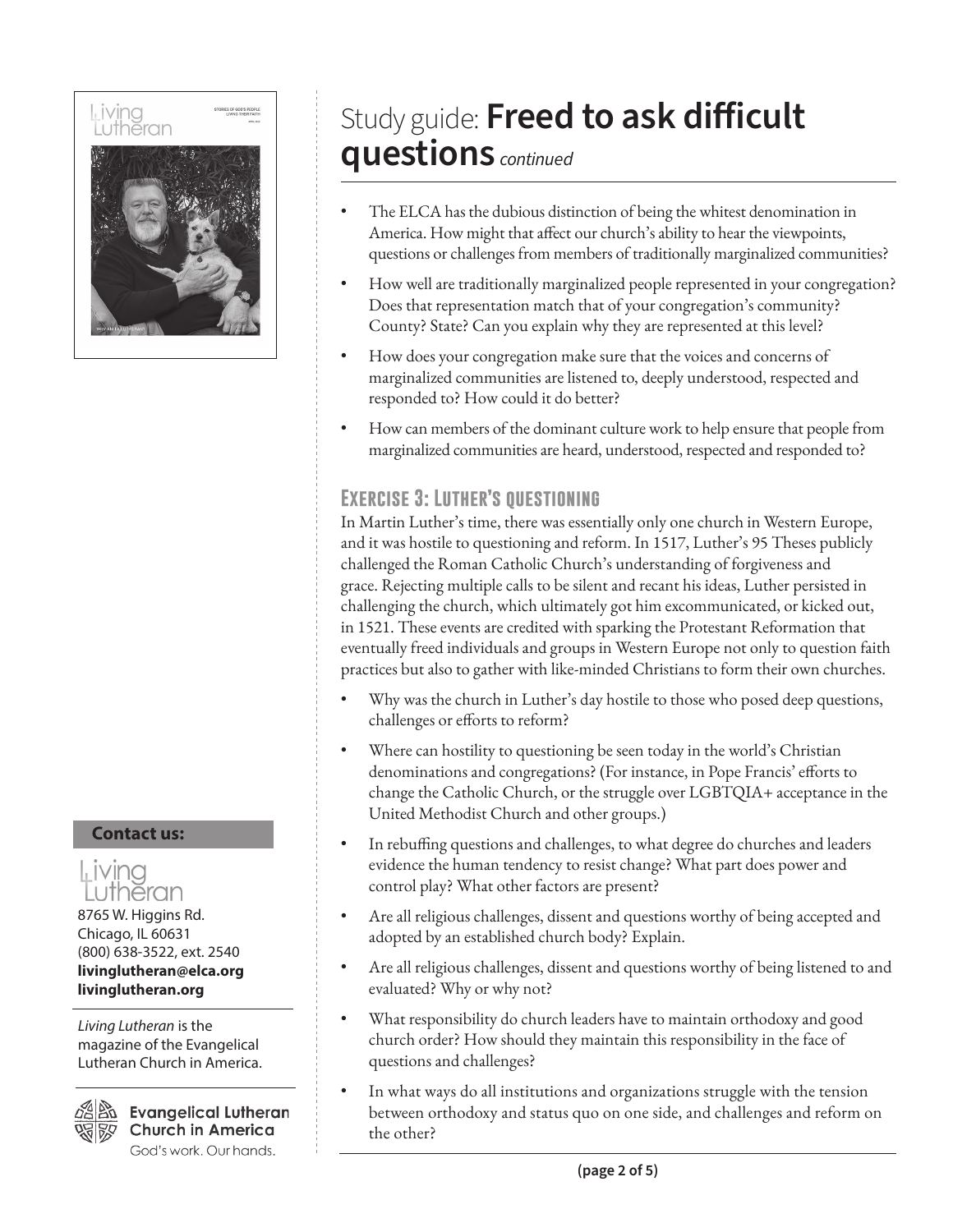# Study guide: **Freed to ask difficult questions** *continued*

- The ELCA has the dubious distinction of being the whitest denomination in America. How might that affect our church's ability to hear the viewpoints, questions or challenges from members of traditionally marginalized communities?
- How well are traditionally marginalized people represented in your congregation? Does that representation match that of your congregation's community? County? State? Can you explain why they are represented at this level?
- How does your congregation make sure that the voices and concerns of marginalized communities are listened to, deeply understood, respected and responded to? How could it do better?
- How can members of the dominant culture work to help ensure that people from marginalized communities are heard, understood, respected and responded to?

## Exercise 3: Luther's questioning

In Martin Luther's time, there was essentially only one church in Western Europe, and it was hostile to questioning and reform. In 1517, Luther's 95 Theses publicly challenged the Roman Catholic Church's understanding of forgiveness and grace. Rejecting multiple calls to be silent and recant his ideas, Luther persisted in challenging the church, which ultimately got him excommunicated, or kicked out, in 1521. These events are credited with sparking the Protestant Reformation that eventually freed individuals and groups in Western Europe not only to question faith practices but also to gather with like-minded Christians to form their own churches.

- Why was the church in Luther's day hostile to those who posed deep questions, challenges or efforts to reform?
- Where can hostility to questioning be seen today in the world's Christian denominations and congregations? (For instance, in Pope Francis' efforts to change the Catholic Church, or the struggle over LGBTQIA+ acceptance in the United Methodist Church and other groups.)
- In rebuffing questions and challenges, to what degree do churches and leaders evidence the human tendency to resist change? What part does power and control play? What other factors are present?
- Are all religious challenges, dissent and questions worthy of being accepted and adopted by an established church body? Explain.
- Are all religious challenges, dissent and questions worthy of being listened to and evaluated? Why or why not?
- What responsibility do church leaders have to maintain orthodoxy and good church order? How should they maintain this responsibility in the face of questions and challenges?
- In what ways do all institutions and organizations struggle with the tension between orthodoxy and status quo on one side, and challenges and reform on the other?

**Contact us:**

Living Lutheran
8765 W. Higgins Rd.
Chicago, IL 60631
(800) 638-3522, ext. 2540
**livinglutheran@elca.org**
**livinglutheran.org**

*Living Lutheran* is the magazine of the Evangelical Lutheran Church in America.

Evangelical Lutheran Church in America
God's work. Our hands.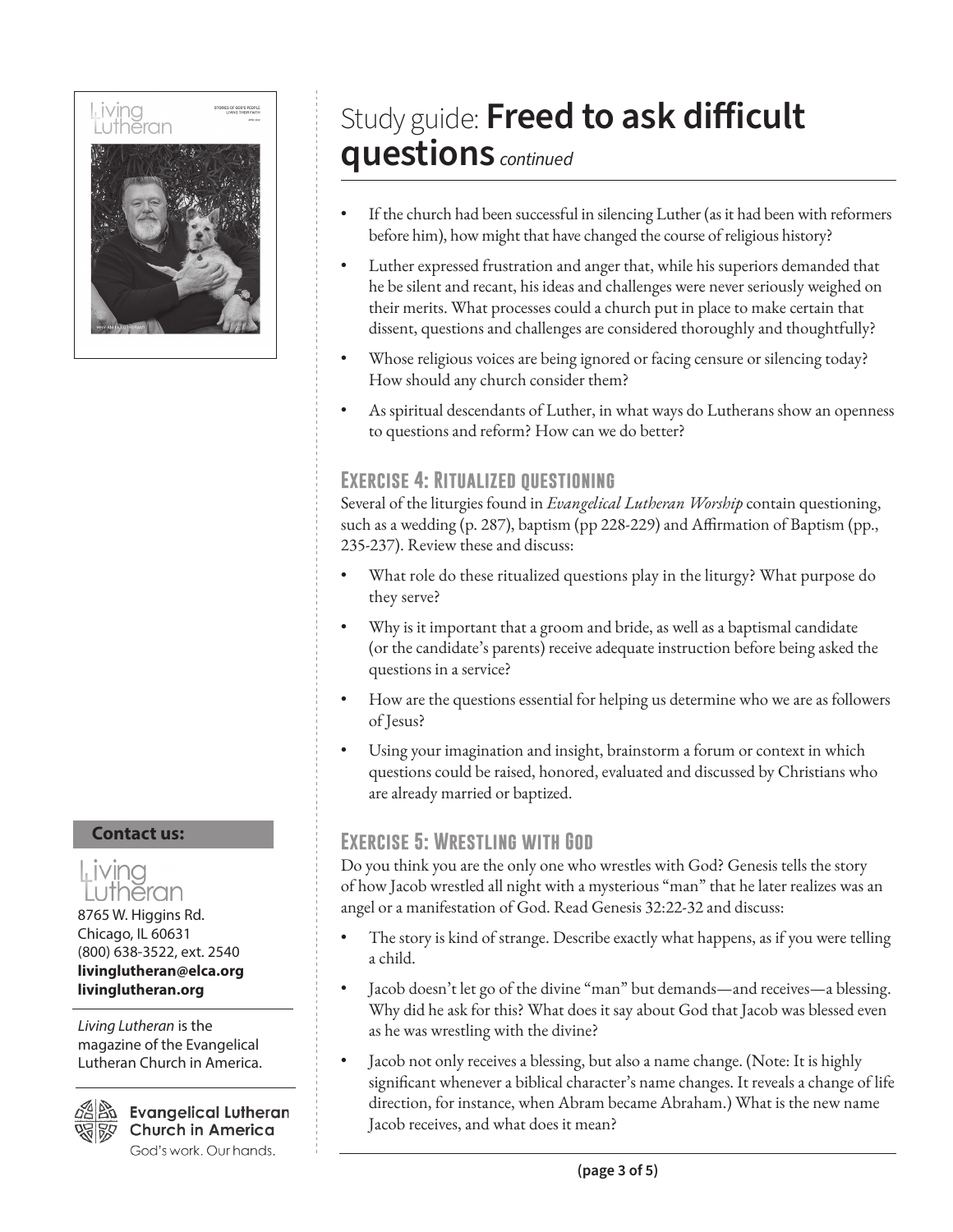# Study guide: **Freed to ask difficult questions** *continued*

- If the church had been successful in silencing Luther (as it had been with reformers before him), how might that have changed the course of religious history?
- Luther expressed frustration and anger that, while his superiors demanded that he be silent and recant, his ideas and challenges were never seriously weighed on their merits. What processes could a church put in place to make certain that dissent, questions and challenges are considered thoroughly and thoughtfully?
- Whose religious voices are being ignored or facing censure or silencing today? How should any church consider them?
- As spiritual descendants of Luther, in what ways do Lutherans show an openness to questions and reform? How can we do better?

## Exercise 4: Ritualized questioning

Several of the liturgies found in *Evangelical Lutheran Worship* contain questioning, such as a wedding (p. 287), baptism (pp 228-229) and Affirmation of Baptism (pp., 235-237). Review these and discuss:

- What role do these ritualized questions play in the liturgy? What purpose do they serve?
- Why is it important that a groom and bride, as well as a baptismal candidate (or the candidate's parents) receive adequate instruction before being asked the questions in a service?
- How are the questions essential for helping us determine who we are as followers of Jesus?
- Using your imagination and insight, brainstorm a forum or context in which questions could be raised, honored, evaluated and discussed by Christians who are already married or baptized.

## Exercise 5: Wrestling with God

Do you think you are the only one who wrestles with God? Genesis tells the story of how Jacob wrestled all night with a mysterious "man" that he later realizes was an angel or a manifestation of God. Read Genesis 32:22-32 and discuss:

- The story is kind of strange. Describe exactly what happens, as if you were telling a child.
- Jacob doesn't let go of the divine "man" but demands—and receives—a blessing. Why did he ask for this? What does it say about God that Jacob was blessed even as he was wrestling with the divine?
- Jacob not only receives a blessing, but also a name change. (Note: It is highly significant whenever a biblical character's name changes. It reveals a change of life direction, for instance, when Abram became Abraham.) What is the new name Jacob receives, and what does it mean?

**Contact us:**

Living Lutheran
8765 W. Higgins Rd.
Chicago, IL 60631
(800) 638-3522, ext. 2540
**livinglutheran@elca.org**
**livinglutheran.org**

*Living Lutheran* is the magazine of the Evangelical Lutheran Church in America.

Evangelical Lutheran Church in America
God's work. Our hands.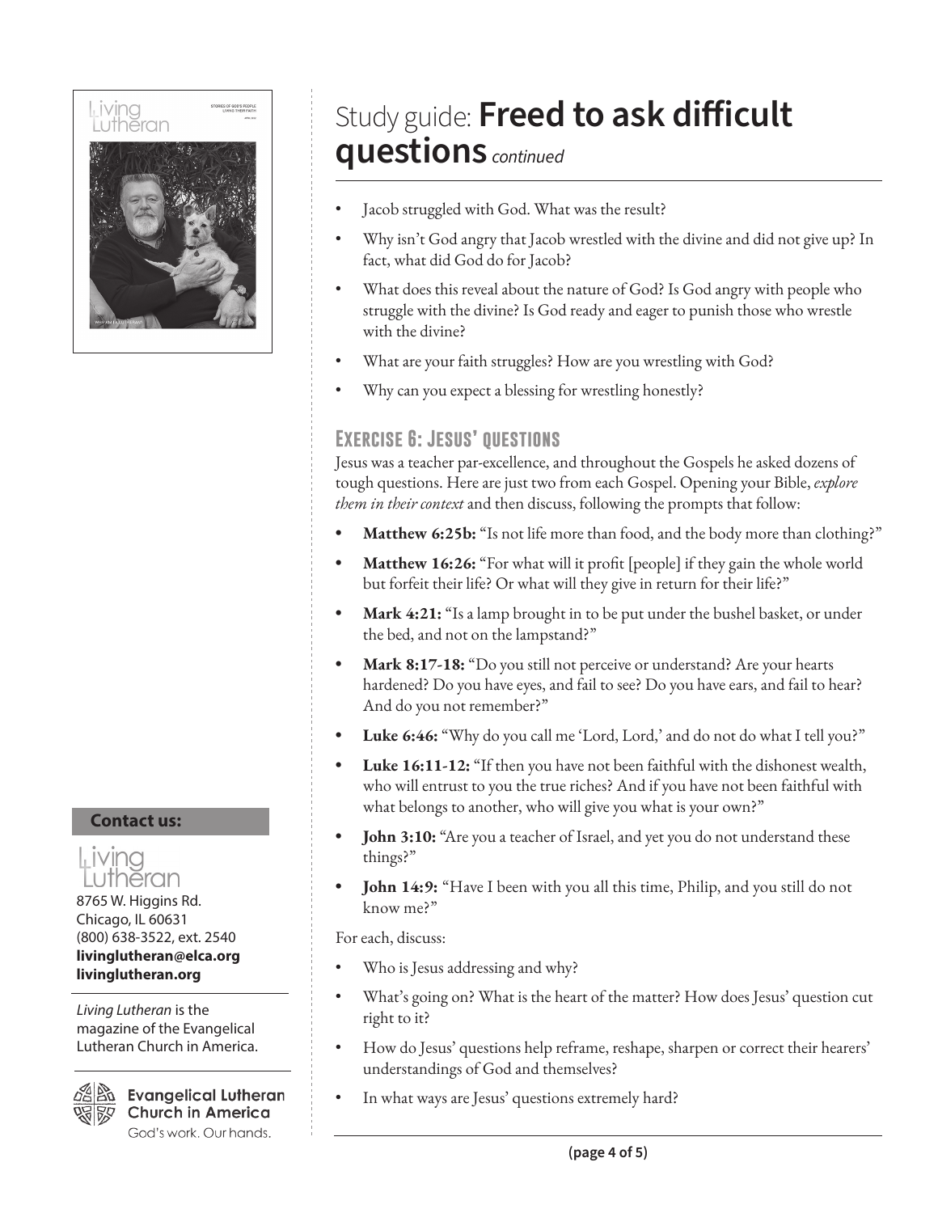# Study guide: **Freed to ask difficult questions** *continued*

- Jacob struggled with God. What was the result?
- Why isn't God angry that Jacob wrestled with the divine and did not give up? In fact, what did God do for Jacob?
- What does this reveal about the nature of God? Is God angry with people who struggle with the divine? Is God ready and eager to punish those who wrestle with the divine?
- What are your faith struggles? How are you wrestling with God?
- Why can you expect a blessing for wrestling honestly?

## Exercise 6: Jesus' questions

Jesus was a teacher par-excellence, and throughout the Gospels he asked dozens of tough questions. Here are just two from each Gospel. Opening your Bible, *explore them in their context* and then discuss, following the prompts that follow:

- **Matthew 6:25b:** "Is not life more than food, and the body more than clothing?"
- **Matthew 16:26:** "For what will it profit [people] if they gain the whole world but forfeit their life? Or what will they give in return for their life?"
- **Mark 4:21:** "Is a lamp brought in to be put under the bushel basket, or under the bed, and not on the lampstand?"
- **Mark 8:17-18:** "Do you still not perceive or understand? Are your hearts hardened? Do you have eyes, and fail to see? Do you have ears, and fail to hear? And do you not remember?"
- **Luke 6:46:** "Why do you call me 'Lord, Lord,' and do not do what I tell you?"
- **Luke 16:11-12:** "If then you have not been faithful with the dishonest wealth, who will entrust to you the true riches? And if you have not been faithful with what belongs to another, who will give you what is your own?"
- **John 3:10:** "Are you a teacher of Israel, and yet you do not understand these things?"
- **John 14:9:** "Have I been with you all this time, Philip, and you still do not know me?"

For each, discuss:

- Who is Jesus addressing and why?
- What's going on? What is the heart of the matter? How does Jesus' question cut right to it?
- How do Jesus' questions help reframe, reshape, sharpen or correct their hearers' understandings of God and themselves?
- In what ways are Jesus' questions extremely hard?

**Contact us:**

Living Lutheran
8765 W. Higgins Rd.
Chicago, IL 60631
(800) 638-3522, ext. 2540
**livinglutheran@elca.org**
**livinglutheran.org**

*Living Lutheran* is the magazine of the Evangelical Lutheran Church in America.

Evangelical Lutheran Church in America
God's work. Our hands.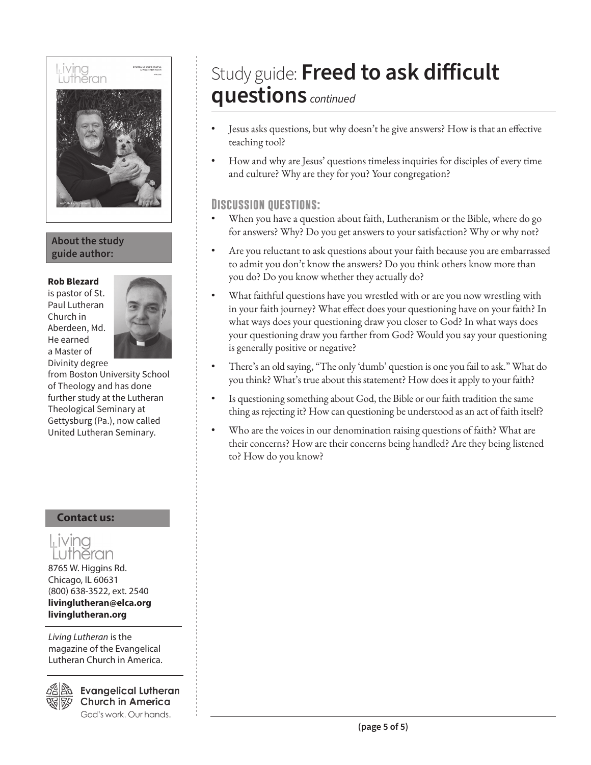# Study guide: **Freed to ask difficult questions** *continued*

- Jesus asks questions, but why doesn't he give answers? How is that an effective teaching tool?
- How and why are Jesus' questions timeless inquiries for disciples of every time and culture? Why are they for you? Your congregation?

### Discussion questions:

- When you have a question about faith, Lutheranism or the Bible, where do go for answers? Why? Do you get answers to your satisfaction? Why or why not?
- Are you reluctant to ask questions about your faith because you are embarrassed to admit you don't know the answers? Do you think others know more than you do? Do you know whether they actually do?
- What faithful questions have you wrestled with or are you now wrestling with in your faith journey? What effect does your questioning have on your faith? In what ways does your questioning draw you closer to God? In what ways does your questioning draw you farther from God? Would you say your questioning is generally positive or negative?
- There's an old saying, "The only 'dumb' question is one you fail to ask." What do you think? What's true about this statement? How does it apply to your faith?
- Is questioning something about God, the Bible or our faith tradition the same thing as rejecting it? How can questioning be understood as an act of faith itself?
- Who are the voices in our denomination raising questions of faith? What are their concerns? How are their concerns being handled? Are they being listened to? How do you know?

**About the study guide author:**

**Rob Blezard** is pastor of St. Paul Lutheran Church in Aberdeen, Md. He earned a Master of Divinity degree from Boston University School of Theology and has done further study at the Lutheran Theological Seminary at Gettysburg (Pa.), now called United Lutheran Seminary.

**Contact us:**

Living Lutheran
8765 W. Higgins Rd.
Chicago, IL 60631
(800) 638-3522, ext. 2540
**livinglutheran@elca.org**
**livinglutheran.org**

*Living Lutheran* is the magazine of the Evangelical Lutheran Church in America.

Evangelical Lutheran Church in America
God's work. Our hands.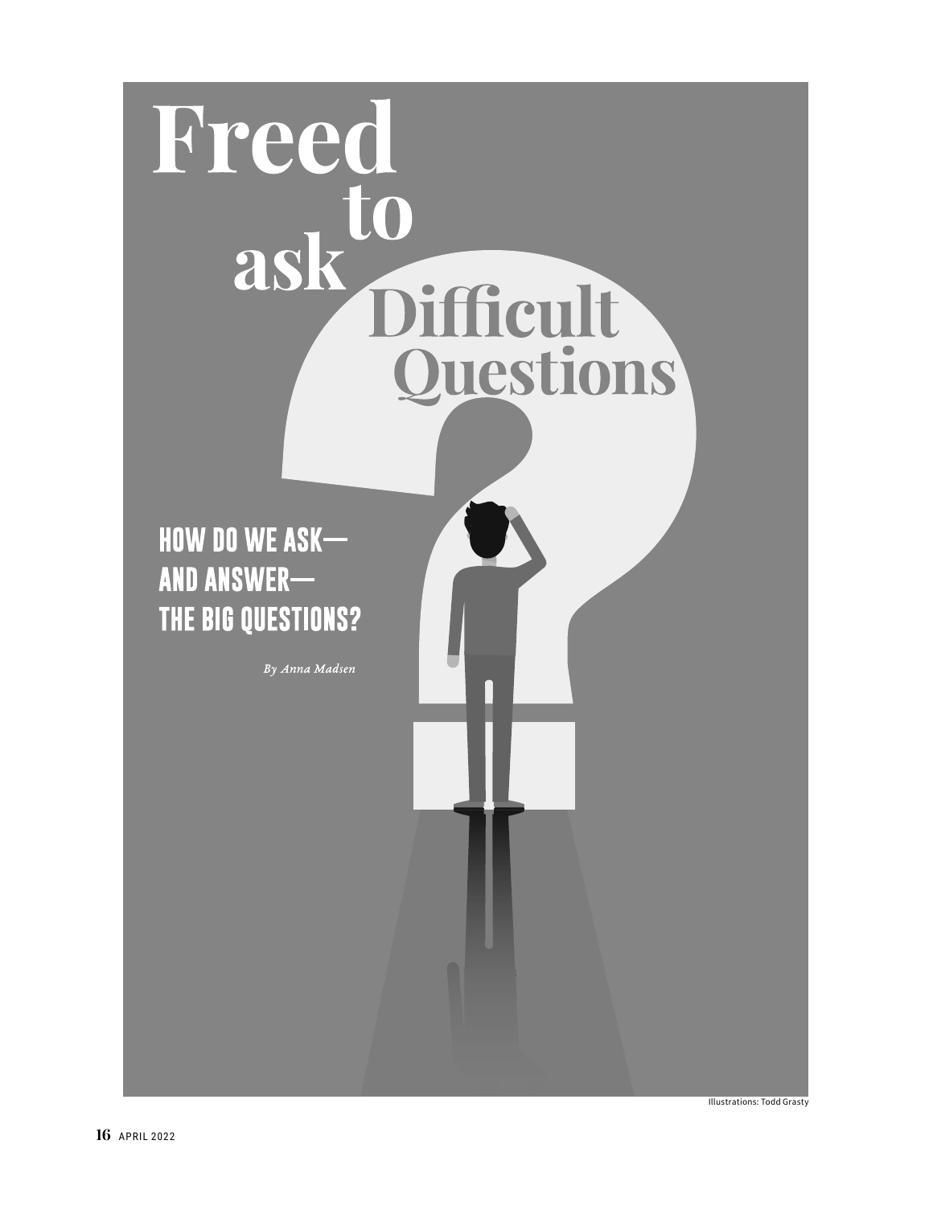# Freed to ask Difficult Questions

## HOW DO WE ASK— AND ANSWER— THE BIG QUESTIONS?

*By Anna Madsen*

Illustrations: Todd Grasty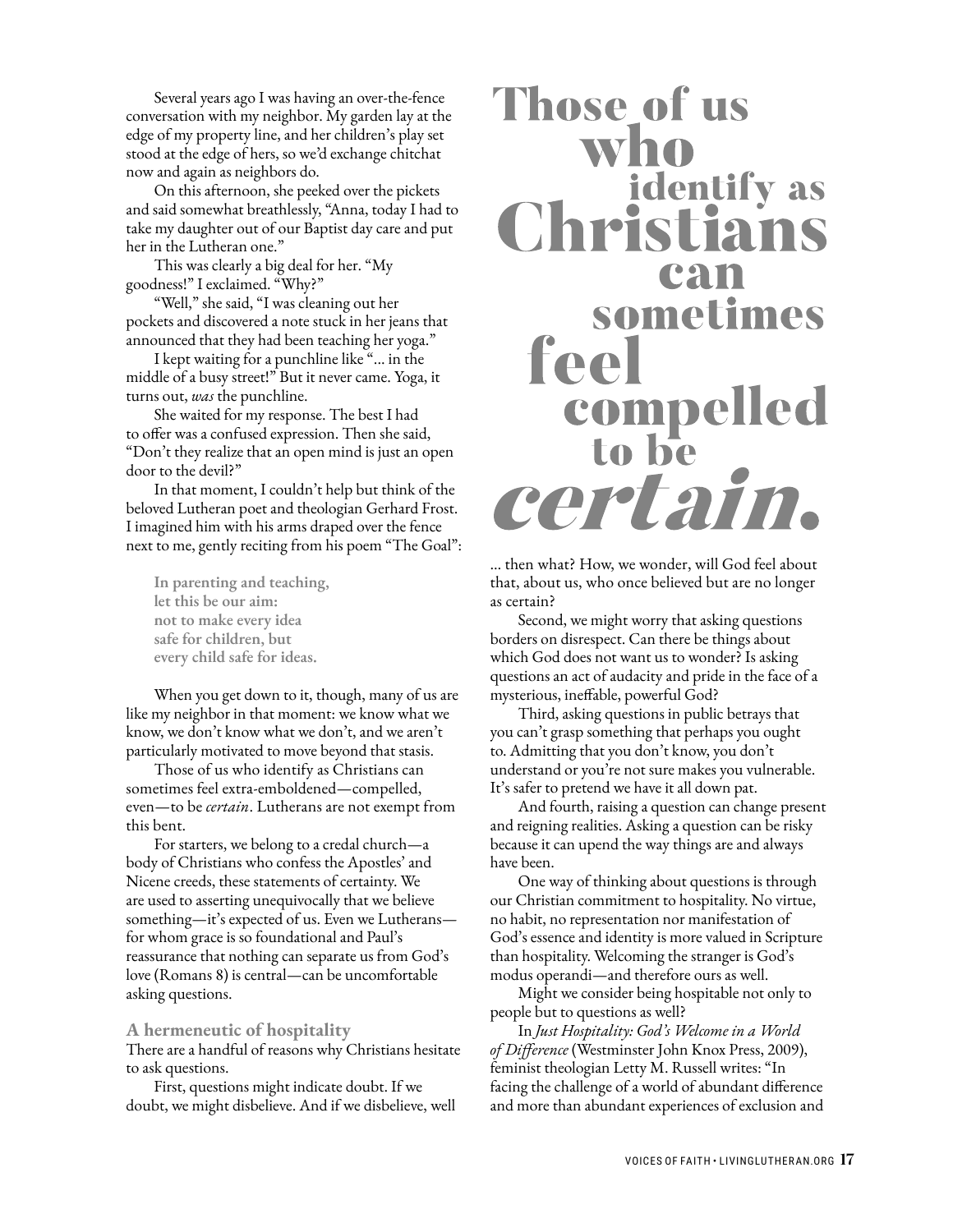Several years ago I was having an over-the-fence conversation with my neighbor. My garden lay at the edge of my property line, and her children's play set stood at the edge of hers, so we'd exchange chitchat now and again as neighbors do.

On this afternoon, she peeked over the pickets and said somewhat breathlessly, "Anna, today I had to take my daughter out of our Baptist day care and put her in the Lutheran one."

This was clearly a big deal for her. "My goodness!" I exclaimed. "Why?"

"Well," she said, "I was cleaning out her pockets and discovered a note stuck in her jeans that announced that they had been teaching her yoga."

I kept waiting for a punchline like "... in the middle of a busy street!" But it never came. Yoga, it turns out, *was* the punchline.

She waited for my response. The best I had to offer was a confused expression. Then she said, "Don't they realize that an open mind is just an open door to the devil?"

In that moment, I couldn't help but think of the beloved Lutheran poet and theologian Gerhard Frost. I imagined him with his arms draped over the fence next to me, gently reciting from his poem "The Goal":

> **In parenting and teaching,**
> **let this be our aim:**
> **not to make every idea**
> **safe for children, but**
> **every child safe for ideas.**

When you get down to it, though, many of us are like my neighbor in that moment: we know what we know, we don't know what we don't, and we aren't particularly motivated to move beyond that stasis.

Those of us who identify as Christians can sometimes feel extra-emboldened—compelled, even—to be *certain*. Lutherans are not exempt from this bent.

For starters, we belong to a credal church—a body of Christians who confess the Apostles' and Nicene creeds, these statements of certainty. We are used to asserting unequivocally that we believe something—it's expected of us. Even we Lutherans—for whom grace is so foundational and Paul's reassurance that nothing can separate us from God's love (Romans 8) is central—can be uncomfortable asking questions.

### A hermeneutic of hospitality

There are a handful of reasons why Christians hesitate to ask questions.

First, questions might indicate doubt. If we doubt, we might disbelieve. And if we disbelieve, well ... then what? How, we wonder, will God feel about that, about us, who once believed but are no longer as certain?

> **Those of us who identify as Christians can sometimes feel compelled to be *certain*.**

Second, we might worry that asking questions borders on disrespect. Can there be things about which God does not want us to wonder? Is asking questions an act of audacity and pride in the face of a mysterious, ineffable, powerful God?

Third, asking questions in public betrays that you can't grasp something that perhaps you ought to. Admitting that you don't know, you don't understand or you're not sure makes you vulnerable. It's safer to pretend we have it all down pat.

And fourth, raising a question can change present and reigning realities. Asking a question can be risky because it can upend the way things are and always have been.

One way of thinking about questions is through our Christian commitment to hospitality. No virtue, no habit, no representation nor manifestation of God's essence and identity is more valued in Scripture than hospitality. Welcoming the stranger is God's modus operandi—and therefore ours as well.

Might we consider being hospitable not only to people but to questions as well?

In *Just Hospitality: God's Welcome in a World of Difference* (Westminster John Knox Press, 2009), feminist theologian Letty M. Russell writes: "In facing the challenge of a world of abundant difference and more than abundant experiences of exclusion and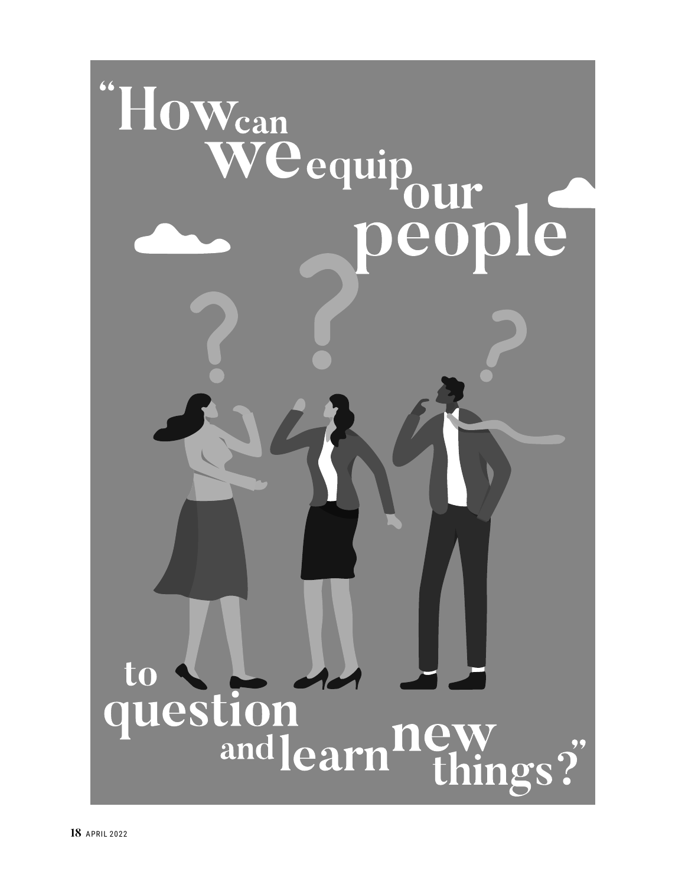"How can we equip our people to question and learn new things?"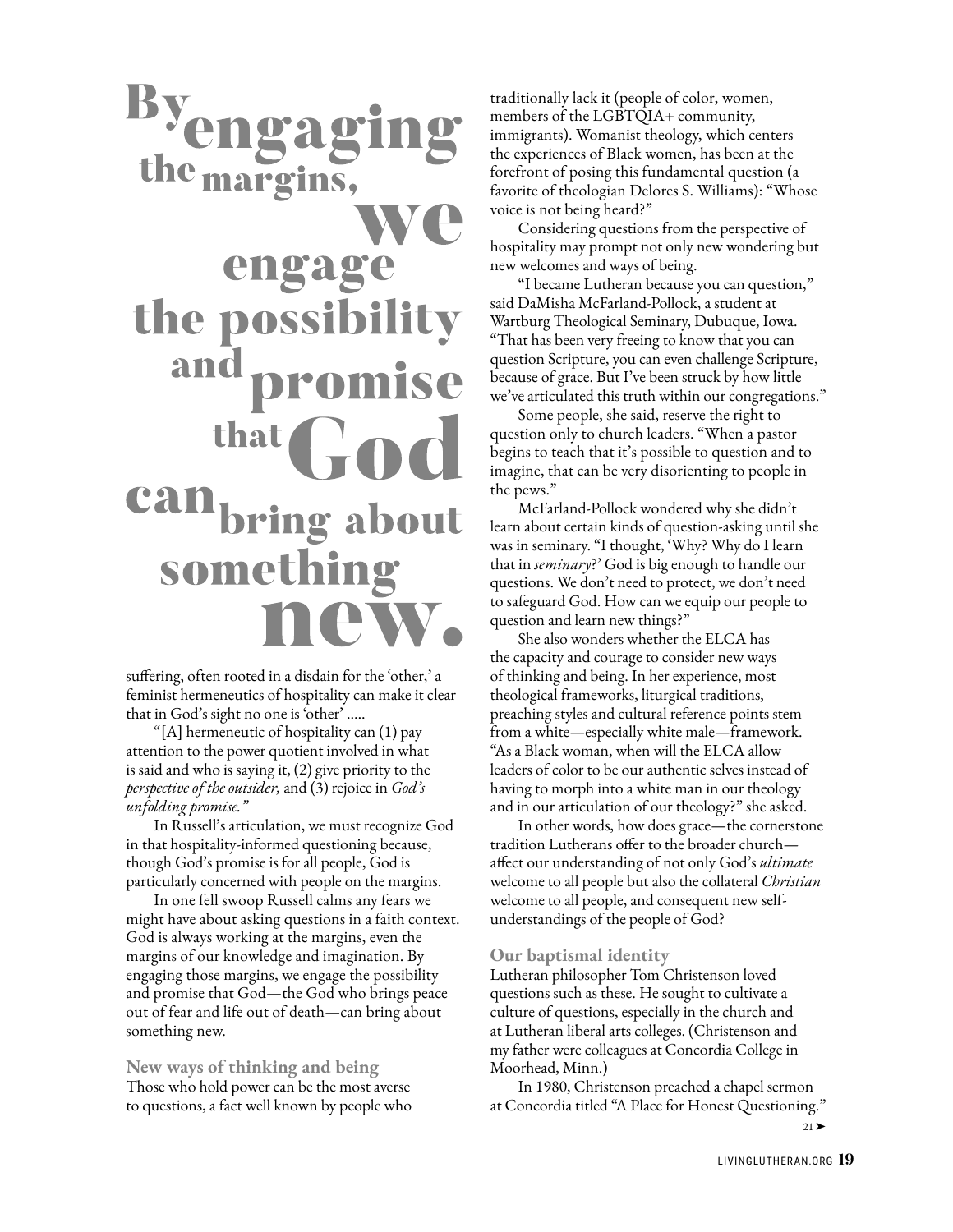**By engaging the margins, we engage the possibility and promise that God can bring about something new.**

suffering, often rooted in a disdain for the 'other,' a feminist hermeneutics of hospitality can make it clear that in God's sight no one is 'other' .....

"[A] hermeneutic of hospitality can (1) pay attention to the power quotient involved in what is said and who is saying it, (2) give priority to the *perspective of the outsider,* and (3) rejoice in *God's unfolding promise."*

In Russell's articulation, we must recognize God in that hospitality-informed questioning because, though God's promise is for all people, God is particularly concerned with people on the margins.

In one fell swoop Russell calms any fears we might have about asking questions in a faith context. God is always working at the margins, even the margins of our knowledge and imagination. By engaging those margins, we engage the possibility and promise that God—the God who brings peace out of fear and life out of death—can bring about something new.

### New ways of thinking and being

Those who hold power can be the most averse to questions, a fact well known by people who traditionally lack it (people of color, women, members of the LGBTQIA+ community, immigrants). Womanist theology, which centers the experiences of Black women, has been at the forefront of posing this fundamental question (a favorite of theologian Delores S. Williams): "Whose voice is not being heard?"

Considering questions from the perspective of hospitality may prompt not only new wondering but new welcomes and ways of being.

"I became Lutheran because you can question," said DaMisha McFarland-Pollock, a student at Wartburg Theological Seminary, Dubuque, Iowa. "That has been very freeing to know that you can question Scripture, you can even challenge Scripture, because of grace. But I've been struck by how little we've articulated this truth within our congregations."

Some people, she said, reserve the right to question only to church leaders. "When a pastor begins to teach that it's possible to question and to imagine, that can be very disorienting to people in the pews."

McFarland-Pollock wondered why she didn't learn about certain kinds of question-asking until she was in seminary. "I thought, 'Why? Why do I learn that in *seminary*?' God is big enough to handle our questions. We don't need to protect, we don't need to safeguard God. How can we equip our people to question and learn new things?"

She also wonders whether the ELCA has the capacity and courage to consider new ways of thinking and being. In her experience, most theological frameworks, liturgical traditions, preaching styles and cultural reference points stem from a white—especially white male—framework. "As a Black woman, when will the ELCA allow leaders of color to be our authentic selves instead of having to morph into a white man in our theology and in our articulation of our theology?" she asked.

In other words, how does grace—the cornerstone tradition Lutherans offer to the broader church—affect our understanding of not only God's *ultimate* welcome to all people but also the collateral *Christian* welcome to all people, and consequent new self-understandings of the people of God?

### Our baptismal identity

Lutheran philosopher Tom Christenson loved questions such as these. He sought to cultivate a culture of questions, especially in the church and at Lutheran liberal arts colleges. (Christenson and my father were colleagues at Concordia College in Moorhead, Minn.)

In 1980, Christenson preached a chapel sermon at Concordia titled "A Place for Honest Questioning."

21 ➤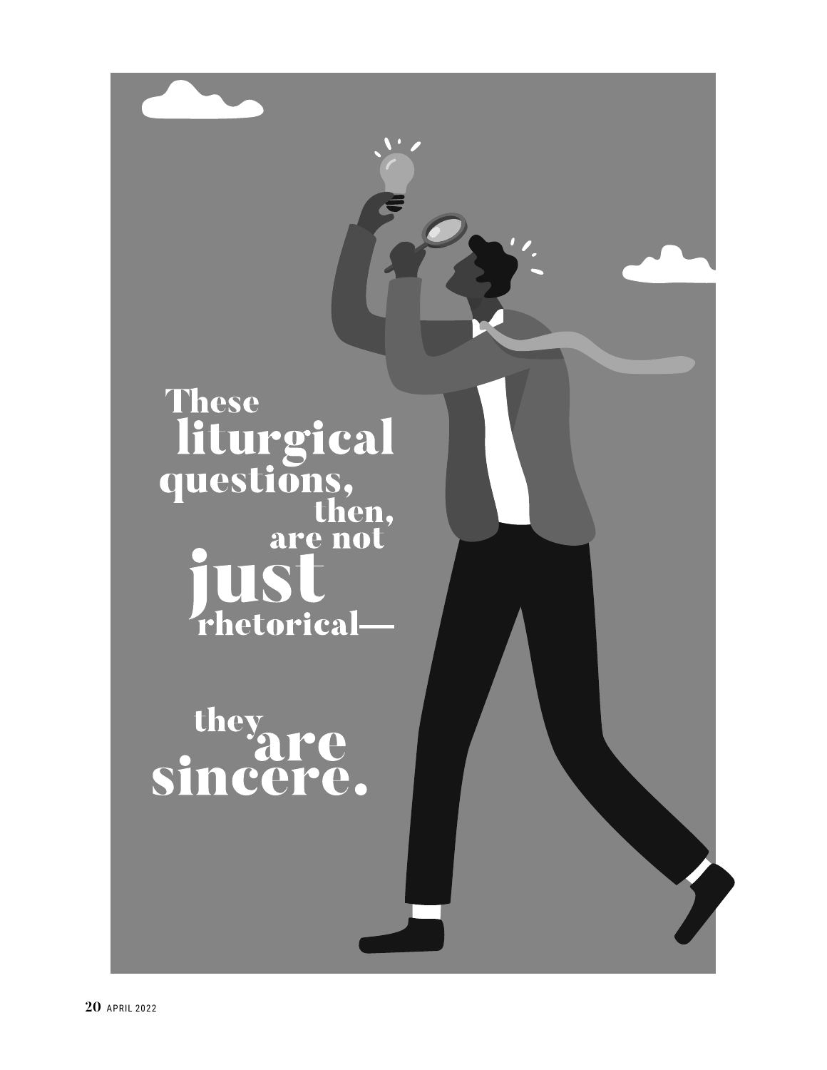These liturgical questions, then, are not just rhetorical—

they are sincere.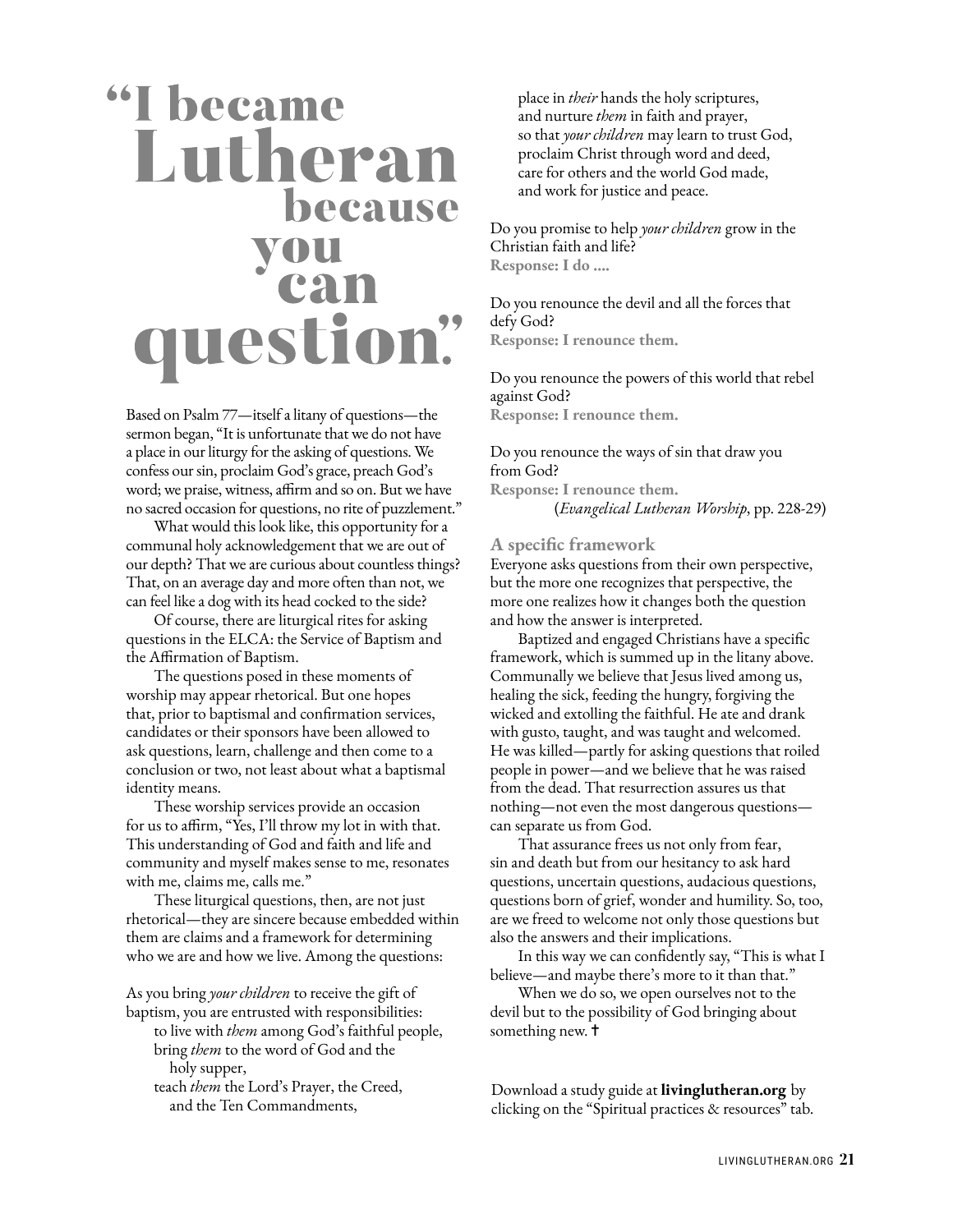# "I became Lutheran because you can question."

Based on Psalm 77—itself a litany of questions—the sermon began, "It is unfortunate that we do not have a place in our liturgy for the asking of questions. We confess our sin, proclaim God's grace, preach God's word; we praise, witness, affirm and so on. But we have no sacred occasion for questions, no rite of puzzlement."

What would this look like, this opportunity for a communal holy acknowledgement that we are out of our depth? That we are curious about countless things? That, on an average day and more often than not, we can feel like a dog with its head cocked to the side?

Of course, there are liturgical rites for asking questions in the ELCA: the Service of Baptism and the Affirmation of Baptism.

The questions posed in these moments of worship may appear rhetorical. But one hopes that, prior to baptismal and confirmation services, candidates or their sponsors have been allowed to ask questions, learn, challenge and then come to a conclusion or two, not least about what a baptismal identity means.

These worship services provide an occasion for us to affirm, "Yes, I'll throw my lot in with that. This understanding of God and faith and life and community and myself makes sense to me, resonates with me, claims me, calls me."

These liturgical questions, then, are not just rhetorical—they are sincere because embedded within them are claims and a framework for determining who we are and how we live. Among the questions:

As you bring *your children* to receive the gift of baptism, you are entrusted with responsibilities:
to live with *them* among God's faithful people,
bring *them* to the word of God and the holy supper,
teach *them* the Lord's Prayer, the Creed, and the Ten Commandments,
place in *their* hands the holy scriptures,
and nurture *them* in faith and prayer,
so that *your children* may learn to trust God,
proclaim Christ through word and deed,
care for others and the world God made,
and work for justice and peace.

Do you promise to help *your children* grow in the Christian faith and life?
**Response: I do ....**

Do you renounce the devil and all the forces that defy God?
**Response: I renounce them.**

Do you renounce the powers of this world that rebel against God?
**Response: I renounce them.**

Do you renounce the ways of sin that draw you from God?
**Response: I renounce them.**
(*Evangelical Lutheran Worship*, pp. 228-29)

### A specific framework

Everyone asks questions from their own perspective, but the more one recognizes that perspective, the more one realizes how it changes both the question and how the answer is interpreted.

Baptized and engaged Christians have a specific framework, which is summed up in the litany above. Communally we believe that Jesus lived among us, healing the sick, feeding the hungry, forgiving the wicked and extolling the faithful. He ate and drank with gusto, taught, and was taught and welcomed. He was killed—partly for asking questions that roiled people in power—and we believe that he was raised from the dead. That resurrection assures us that nothing—not even the most dangerous questions—can separate us from God.

That assurance frees us not only from fear, sin and death but from our hesitancy to ask hard questions, uncertain questions, audacious questions, questions born of grief, wonder and humility. So, too, are we freed to welcome not only those questions but also the answers and their implications.

In this way we can confidently say, "This is what I believe—and maybe there's more to it than that."

When we do so, we open ourselves not to the devil but to the possibility of God bringing about something new. ✝

Download a study guide at **livinglutheran.org** by clicking on the "Spiritual practices & resources" tab.